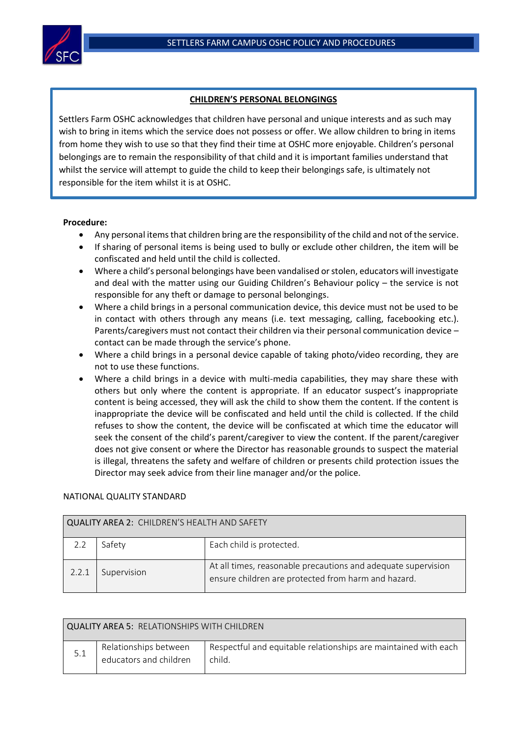## CHILDREN'S PERSONAL BELONGINGS

Settlers Farm OSHC acknowledges that children have personal and unique interests and as such may wish to bring in items which the service does not possess or offer. We allow children to bring in items from home they wish to use so that they find their time at OSHC more enjoyable. Children's personal belongings are to remain the responsibility of that child and it is important families understand that whilst the service will attempt to guide the child to keep their belongings safe, is ultimately not responsible for the item whilst it is at OSHC.

**Procedure:**

- Any personal items that children bring are the responsibility of the child and not of the service.
- If sharing of personal items is being used to bully or exclude other children, the item will be confiscated and held until the child is collected.
- Where a child's personal belongings have been vandalised or stolen, educators will investigate and deal with the matter using our Guiding Children's Behaviour policy – the service is not responsible for any theft or damage to personal belongings.
- Where a child brings in a personal communication device, this device must not be used to be in contact with others through any means (i.e. text messaging, calling, facebooking etc.). Parents/caregivers must not contact their children via their personal communication device – contact can be made through the service's phone.
- Where a child brings in a personal device capable of taking photo/video recording, they are not to use these functions.
- Where a child brings in a device with multi-media capabilities, they may share these with others but only where the content is appropriate. If an educator suspect's inappropriate content is being accessed, they will ask the child to show them the content. If the content is inappropriate the device will be confiscated and held until the child is collected. If the child refuses to show the content, the device will be confiscated at which time the educator will seek the consent of the child's parent/caregiver to view the content. If the parent/caregiver does not give consent or where the Director has reasonable grounds to suspect the material is illegal, threatens the safety and welfare of children or presents child protection issues the Director may seek advice from their line manager and/or the police.

NATIONAL QUALITY STANDARD

| QUALITY AREA 2: CHILDREN'S HEALTH AND SAFETY | | |
|---|---|---|
| 2.2 | Safety | Each child is protected. |
| 2.2.1 | Supervision | At all times, reasonable precautions and adequate supervision ensure children are protected from harm and hazard. |

| QUALITY AREA 5: RELATIONSHIPS WITH CHILDREN | | |
|---|---|---|
| 5.1 | Relationships between educators and children | Respectful and equitable relationships are maintained with each child. |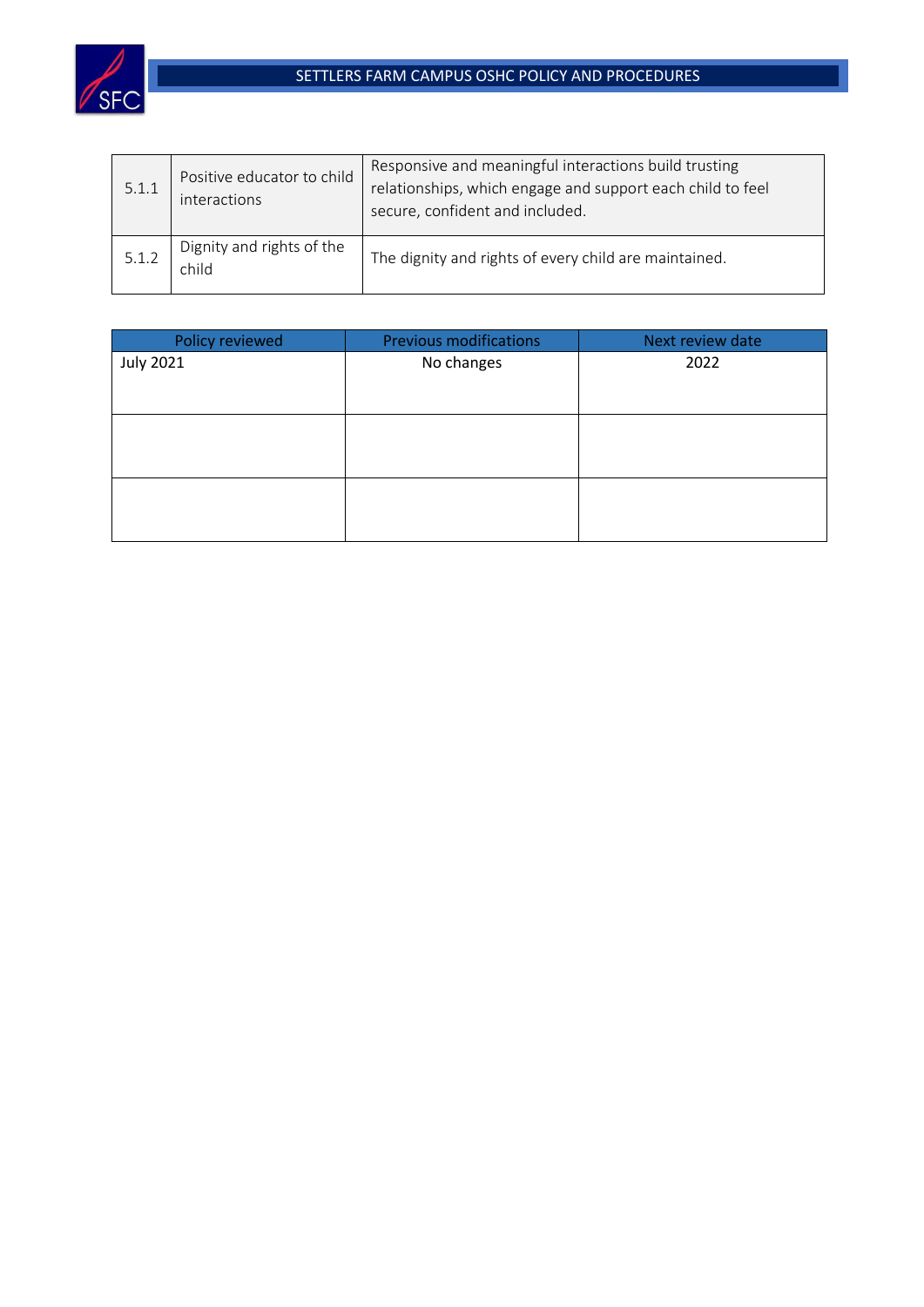| | | |
|---|---|---|
| 5.1.1 | Positive educator to child interactions | Responsive and meaningful interactions build trusting relationships, which engage and support each child to feel secure, confident and included. |
| 5.1.2 | Dignity and rights of the child | The dignity and rights of every child are maintained. |

| Policy reviewed | Previous modifications | Next review date |
|---|---|---|
| July 2021 | No changes | 2022 |
| | | |
| | | |